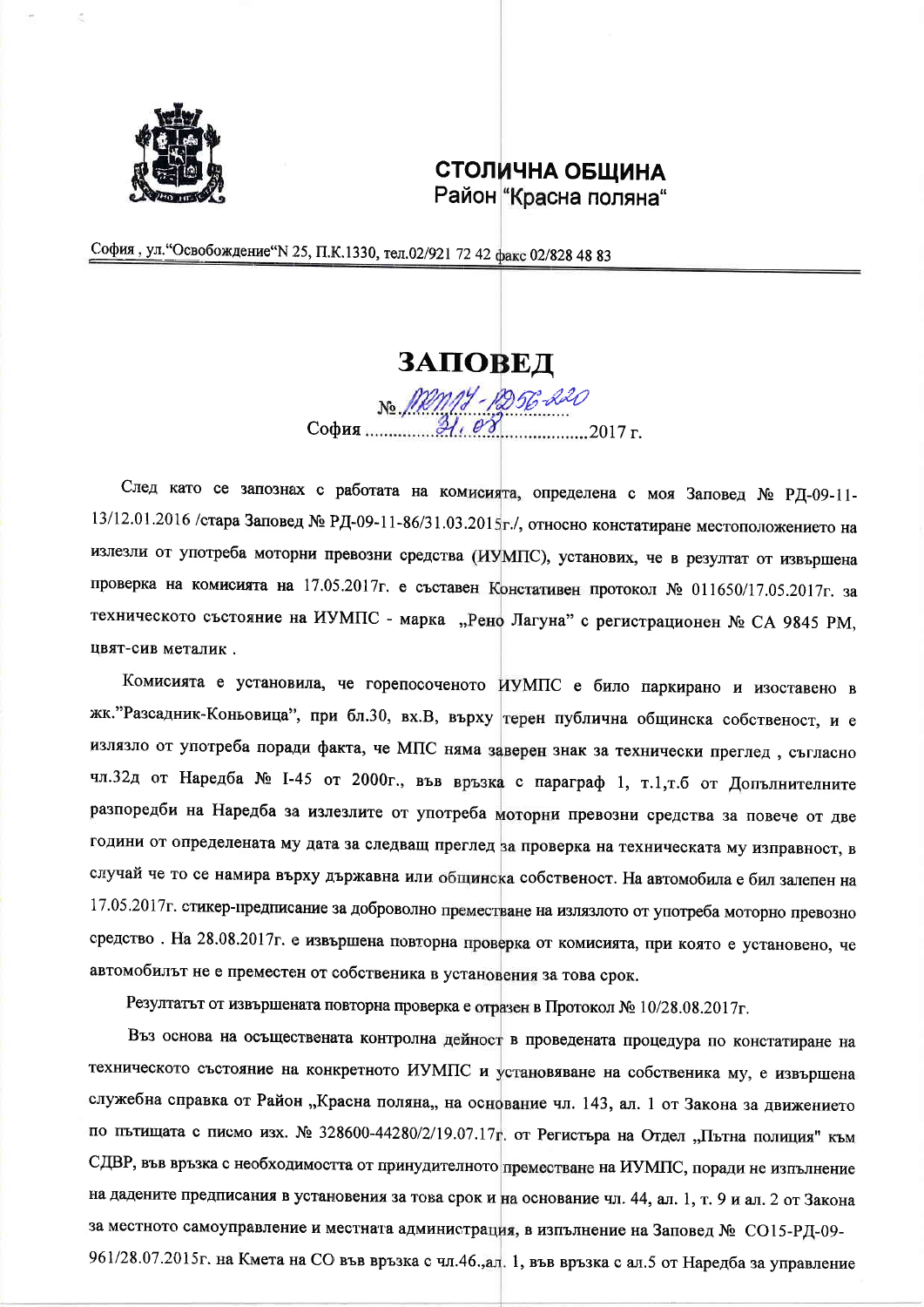**СТОЛИЧНА ОБЩИНА**
Район "Красна поляна"

София, ул."Освобождение"N 25, П.К.1330, тел.02/921 72 42 факс 02/828 48 83

# ЗАПОВЕД

№ РКП17-РД56-220
София ...31.08... 2017 г.

След като се запознах с работата на комисията, определена с моя Заповед № РД-09-11-13/12.01.2016 /стара Заповед № РД-09-11-86/31.03.2015г./, относно констатиране местоположението на излезли от употреба моторни превозни средства (ИУМПС), установих, че в резултат от извършена проверка на комисията на 17.05.2017г. е съставен Констативен протокол № 011650/17.05.2017г. за техническото състояние на ИУМПС - марка „Рено Лагуна" с регистрационен № СА 9845 РМ, цвят-сив металик .

Комисията е установила, че горепосоченото ИУМПС е било паркирано и изоставено в жк."Разсадник-Коньовица", при бл.30, вх.В, върху терен публична общинска собственост, и е излязло от употреба поради факта, че МПС няма заверен знак за технически преглед , съгласно чл.32д от Наредба № I-45 от 2000г., във връзка с параграф 1, т.1,т.б от Допълнителните разпоредби на Наредба за излезлите от употреба моторни превозни средства за повече от две години от определената му дата за следващ преглед за проверка на техническата му изправност, в случай че то се намира върху държавна или общинска собственост. На автомобила е бил залепен на 17.05.2017г. стикер-предписание за доброволно преместване на излязлото от употреба моторно превозно средство . На 28.08.2017г. е извършена повторна проверка от комисията, при която е установено, че автомобилът не е преместен от собственика в установения за това срок.

Резултатът от извършената повторна проверка е отразен в Протокол № 10/28.08.2017г.

Въз основа на осъществената контролна дейност в проведената процедура по констатиране на техническото състояние на конкретното ИУМПС и установяване на собственика му, е извършена служебна справка от Район „Красна поляна„ на основание чл. 143, ал. 1 от Закона за движението по пътищата с писмо изх. № 328600-44280/2/19.07.17г. от Регистъра на Отдел „Пътна полиция" към СДВР, във връзка с необходимостта от принудителното преместване на ИУМПС, поради не изпълнение на дадените предписания в установения за това срок и на основание чл. 44, ал. 1, т. 9 и ал. 2 от Закона за местното самоуправление и местната администрация, в изпълнение на Заповед № СО15-РД-09-961/28.07.2015г. на Кмета на СО във връзка с чл.46.,ал. 1, във връзка с ал.5 от Наредба за управление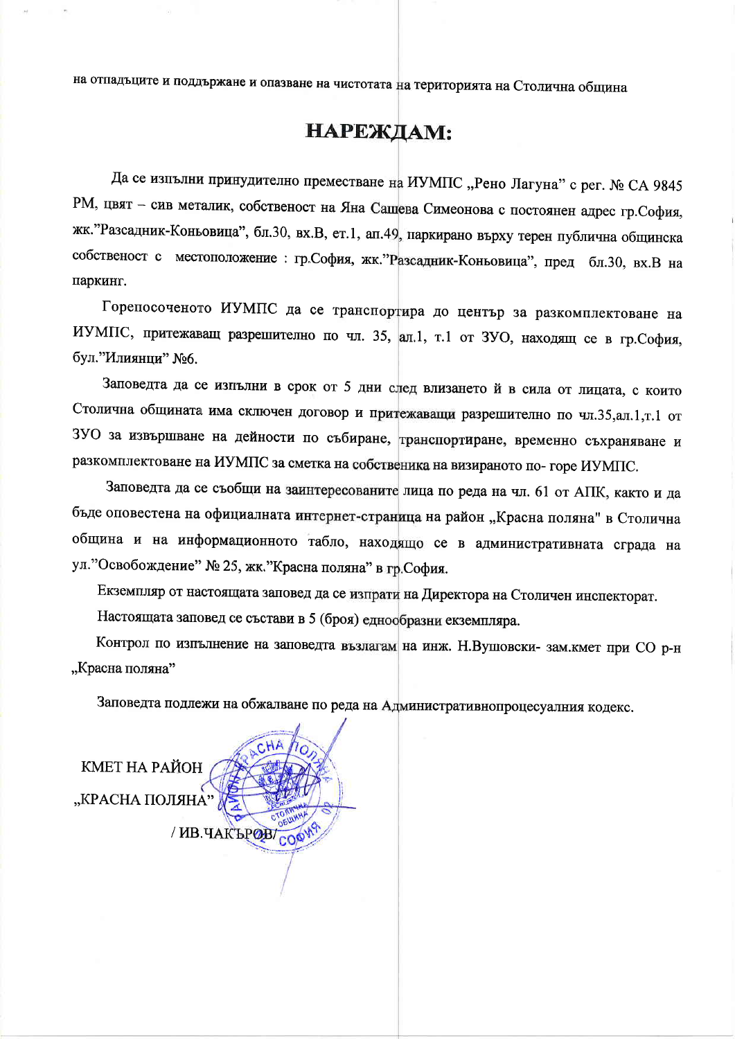на отпадъците и поддържане и опазване на чистотата на територията на Столична община

## НАРЕЖДАМ:

Да се изпълни принудително преместване на ИУМПС „Рено Лагуна" с рег. № СА 9845 РМ, цвят – сив металик, собственост на Яна Сашева Симеонова с постоянен адрес гр.София, жк."Разсадник-Коньовица", бл.30, вх.В, ет.1, ап.49, паркирано върху терен публична общинска собственост с местоположение : гр.София, жк."Разсадник-Коньовица", пред бл.30, вх.В на паркинг.

Горепосоченото ИУМПС да се транспортира до център за разкомплектоване на ИУМПС, притежаващ разрешително по чл. 35, ал.1, т.1 от ЗУО, находящ се в гр.София, бул."Илиянци" №6.

Заповедта да се изпълни в срок от 5 дни след влизането ѝ в сила от лицата, с които Столична общината има сключен договор и притежаващи разрешително по чл.35,ал.1,т.1 от ЗУО за извършване на дейности по събиране, транспортиране, временно съхраняване и разкомплектоване на ИУМПС за сметка на собственика на визираното по- горе ИУМПС.

Заповедта да се съобщи на заинтересованите лица по реда на чл. 61 от АПК, както и да бъде оповестена на официалната интернет-страница на район „Красна поляна" в Столична община и на информационното табло, находящо се в административната сграда на ул."Освобождение" № 25, жк."Красна поляна" в гр.София.

Екземпляр от настоящата заповед да се изпрати на Директора на Столичен инспекторат.

Настоящата заповед се състави в 5 (броя) еднообразни екземпляра.

Контрол по изпълнение на заповедта възлагам на инж. Н.Вушовски- зам.кмет при СО р-н „Красна поляна"

Заповедта подлежи на обжалване по реда на Административнопроцесуалния кодекс.

КМЕТ НА РАЙОН

„КРАСНА ПОЛЯНА"

/ ИВ.ЧАКЪРОВ/